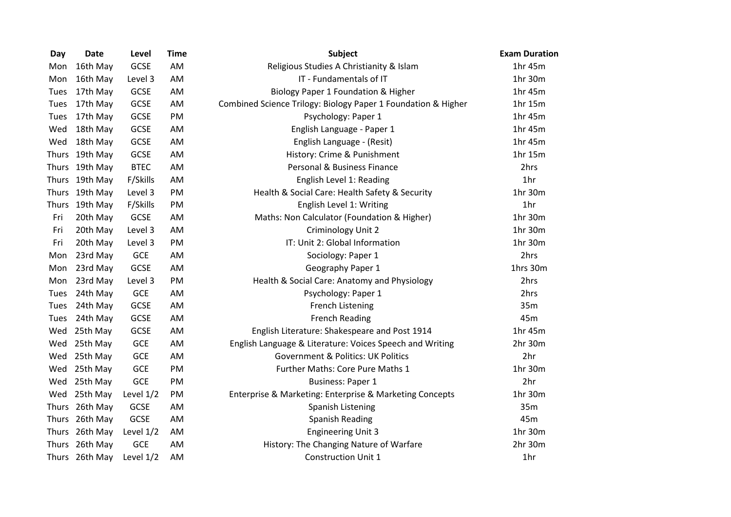| Day | Date | Level | Time | Subject | Exam Duration |
| --- | --- | --- | --- | --- | --- |
| Mon | 16th May | GCSE | AM | Religious Studies A Christianity & Islam | 1hr 45m |
| Mon | 16th May | Level 3 | AM | IT - Fundamentals of IT | 1hr 30m |
| Tues | 17th May | GCSE | AM | Biology Paper 1 Foundation & Higher | 1hr 45m |
| Tues | 17th May | GCSE | AM | Combined Science Trilogy: Biology Paper 1 Foundation & Higher | 1hr 15m |
| Tues | 17th May | GCSE | PM | Psychology: Paper 1 | 1hr 45m |
| Wed | 18th May | GCSE | AM | English Language - Paper 1 | 1hr 45m |
| Wed | 18th May | GCSE | AM | English Language - (Resit) | 1hr 45m |
| Thurs | 19th May | GCSE | AM | History: Crime & Punishment | 1hr 15m |
| Thurs | 19th May | BTEC | AM | Personal & Business Finance | 2hrs |
| Thurs | 19th May | F/Skills | AM | English Level 1: Reading | 1hr |
| Thurs | 19th May | Level 3 | PM | Health & Social Care: Health Safety & Security | 1hr 30m |
| Thurs | 19th May | F/Skills | PM | English Level 1: Writing | 1hr |
| Fri | 20th May | GCSE | AM | Maths: Non Calculator (Foundation & Higher) | 1hr 30m |
| Fri | 20th May | Level 3 | AM | Criminology Unit 2 | 1hr 30m |
| Fri | 20th May | Level 3 | PM | IT: Unit 2: Global Information | 1hr 30m |
| Mon | 23rd May | GCE | AM | Sociology: Paper 1 | 2hrs |
| Mon | 23rd May | GCSE | AM | Geography Paper 1 | 1hrs 30m |
| Mon | 23rd May | Level 3 | PM | Health & Social Care: Anatomy and Physiology | 2hrs |
| Tues | 24th May | GCE | AM | Psychology: Paper 1 | 2hrs |
| Tues | 24th May | GCSE | AM | French Listening | 35m |
| Tues | 24th May | GCSE | AM | French Reading | 45m |
| Wed | 25th May | GCSE | AM | English Literature: Shakespeare and Post 1914 | 1hr 45m |
| Wed | 25th May | GCE | AM | English Language & Literature: Voices Speech and Writing | 2hr 30m |
| Wed | 25th May | GCE | AM | Government & Politics: UK Politics | 2hr |
| Wed | 25th May | GCE | PM | Further Maths: Core Pure Maths 1 | 1hr 30m |
| Wed | 25th May | GCE | PM | Business: Paper 1 | 2hr |
| Wed | 25th May | Level 1/2 | PM | Enterprise & Marketing: Enterprise & Marketing Concepts | 1hr 30m |
| Thurs | 26th May | GCSE | AM | Spanish Listening | 35m |
| Thurs | 26th May | GCSE | AM | Spanish Reading | 45m |
| Thurs | 26th May | Level 1/2 | AM | Engineering Unit 3 | 1hr 30m |
| Thurs | 26th May | GCE | AM | History: The Changing Nature of Warfare | 2hr 30m |
| Thurs | 26th May | Level 1/2 | AM | Construction Unit 1 | 1hr |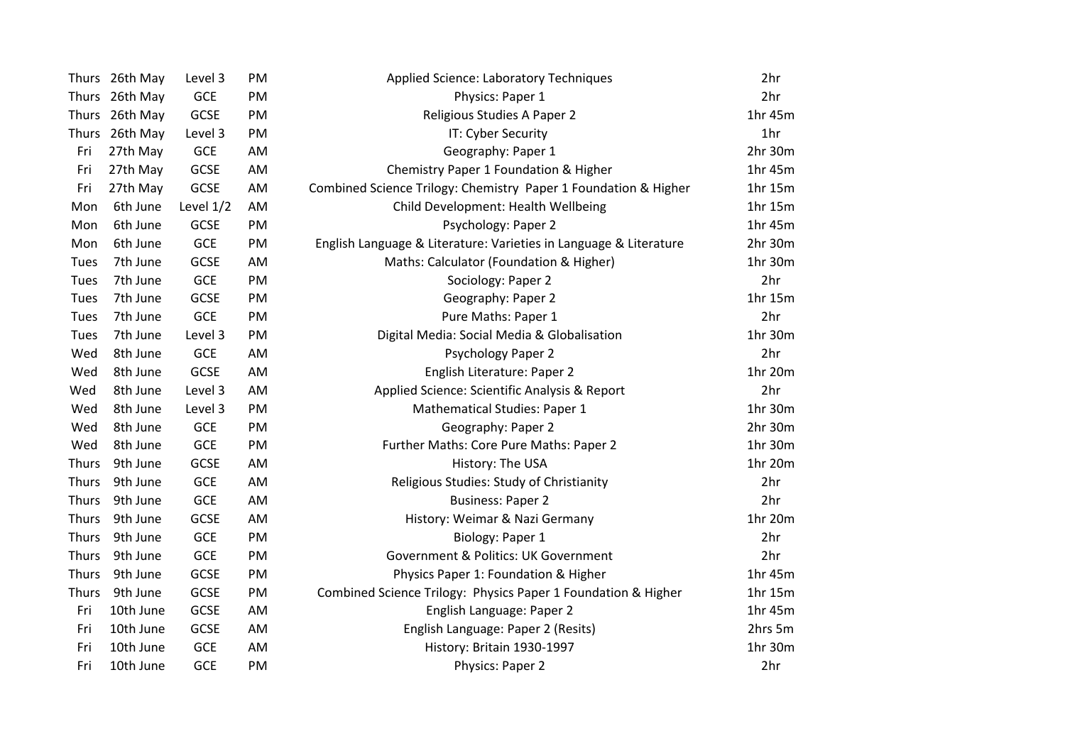| | | | | | |
|---|---|---|---|---|---|
| Thurs | 26th May | Level 3 | PM | Applied Science: Laboratory Techniques | 2hr |
| Thurs | 26th May | GCE | PM | Physics: Paper 1 | 2hr |
| Thurs | 26th May | GCSE | PM | Religious Studies A Paper 2 | 1hr 45m |
| Thurs | 26th May | Level 3 | PM | IT: Cyber Security | 1hr |
| Fri | 27th May | GCE | AM | Geography: Paper 1 | 2hr 30m |
| Fri | 27th May | GCSE | AM | Chemistry Paper 1 Foundation & Higher | 1hr 45m |
| Fri | 27th May | GCSE | AM | Combined Science Trilogy: Chemistry Paper 1 Foundation & Higher | 1hr 15m |
| Mon | 6th June | Level 1/2 | AM | Child Development: Health Wellbeing | 1hr 15m |
| Mon | 6th June | GCSE | PM | Psychology: Paper 2 | 1hr 45m |
| Mon | 6th June | GCE | PM | English Language & Literature: Varieties in Language & Literature | 2hr 30m |
| Tues | 7th June | GCSE | AM | Maths: Calculator (Foundation & Higher) | 1hr 30m |
| Tues | 7th June | GCE | PM | Sociology: Paper 2 | 2hr |
| Tues | 7th June | GCSE | PM | Geography: Paper 2 | 1hr 15m |
| Tues | 7th June | GCE | PM | Pure Maths: Paper 1 | 2hr |
| Tues | 7th June | Level 3 | PM | Digital Media: Social Media & Globalisation | 1hr 30m |
| Wed | 8th June | GCE | AM | Psychology Paper 2 | 2hr |
| Wed | 8th June | GCSE | AM | English Literature: Paper 2 | 1hr 20m |
| Wed | 8th June | Level 3 | AM | Applied Science: Scientific Analysis & Report | 2hr |
| Wed | 8th June | Level 3 | PM | Mathematical Studies: Paper 1 | 1hr 30m |
| Wed | 8th June | GCE | PM | Geography: Paper 2 | 2hr 30m |
| Wed | 8th June | GCE | PM | Further Maths: Core Pure Maths: Paper 2 | 1hr 30m |
| Thurs | 9th June | GCSE | AM | History: The USA | 1hr 20m |
| Thurs | 9th June | GCE | AM | Religious Studies: Study of Christianity | 2hr |
| Thurs | 9th June | GCE | AM | Business: Paper 2 | 2hr |
| Thurs | 9th June | GCSE | AM | History: Weimar & Nazi Germany | 1hr 20m |
| Thurs | 9th June | GCE | PM | Biology: Paper 1 | 2hr |
| Thurs | 9th June | GCE | PM | Government & Politics: UK Government | 2hr |
| Thurs | 9th June | GCSE | PM | Physics Paper 1: Foundation & Higher | 1hr 45m |
| Thurs | 9th June | GCSE | PM | Combined Science Trilogy: Physics Paper 1 Foundation & Higher | 1hr 15m |
| Fri | 10th June | GCSE | AM | English Language: Paper 2 | 1hr 45m |
| Fri | 10th June | GCSE | AM | English Language: Paper 2 (Resits) | 2hrs 5m |
| Fri | 10th June | GCE | AM | History: Britain 1930-1997 | 1hr 30m |
| Fri | 10th June | GCE | PM | Physics: Paper 2 | 2hr |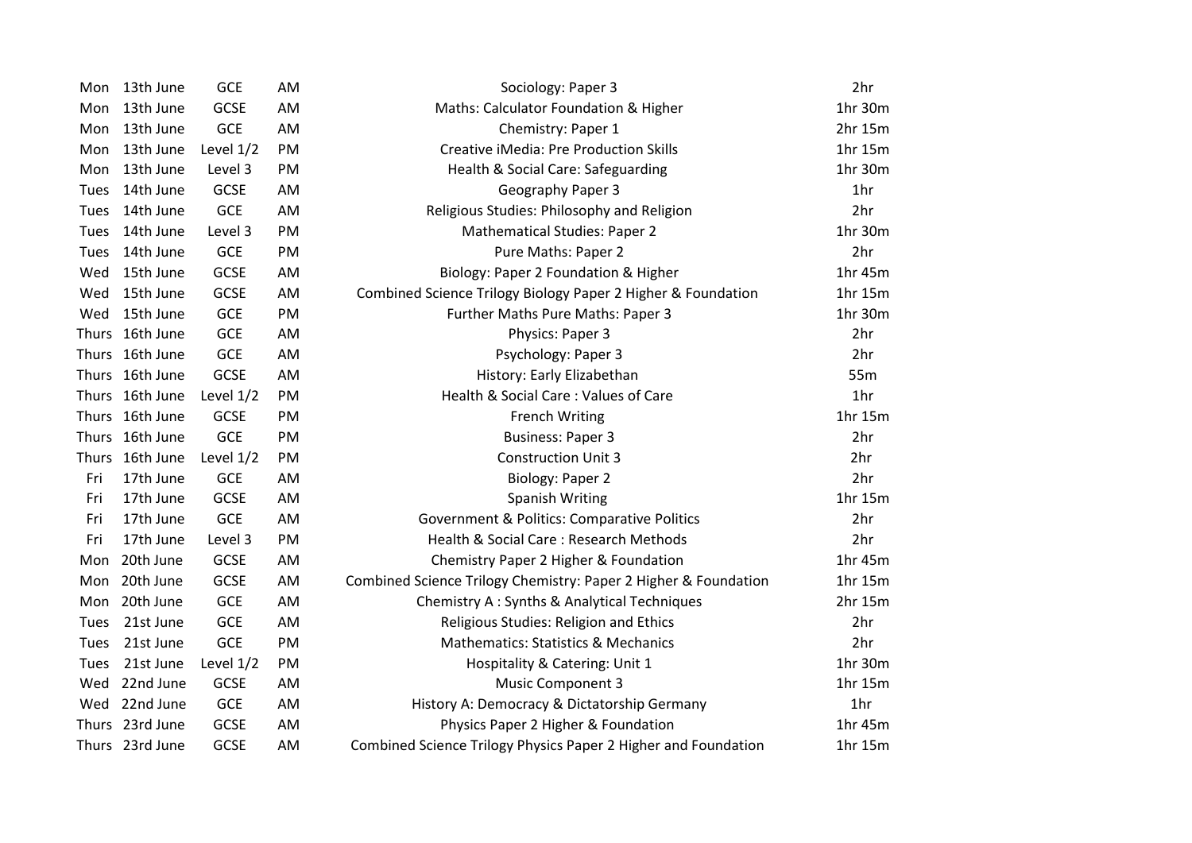| | | | | | |
|---|---|---|---|---|---|
| Mon | 13th June | GCE | AM | Sociology: Paper 3 | 2hr |
| Mon | 13th June | GCSE | AM | Maths: Calculator Foundation & Higher | 1hr 30m |
| Mon | 13th June | GCE | AM | Chemistry: Paper 1 | 2hr 15m |
| Mon | 13th June | Level 1/2 | PM | Creative iMedia: Pre Production Skills | 1hr 15m |
| Mon | 13th June | Level 3 | PM | Health & Social Care: Safeguarding | 1hr 30m |
| Tues | 14th June | GCSE | AM | Geography Paper 3 | 1hr |
| Tues | 14th June | GCE | AM | Religious Studies: Philosophy and Religion | 2hr |
| Tues | 14th June | Level 3 | PM | Mathematical Studies: Paper 2 | 1hr 30m |
| Tues | 14th June | GCE | PM | Pure Maths: Paper 2 | 2hr |
| Wed | 15th June | GCSE | AM | Biology: Paper 2 Foundation & Higher | 1hr 45m |
| Wed | 15th June | GCSE | AM | Combined Science Trilogy Biology Paper 2 Higher & Foundation | 1hr 15m |
| Wed | 15th June | GCE | PM | Further Maths Pure Maths: Paper 3 | 1hr 30m |
| Thurs | 16th June | GCE | AM | Physics: Paper 3 | 2hr |
| Thurs | 16th June | GCE | AM | Psychology: Paper 3 | 2hr |
| Thurs | 16th June | GCSE | AM | History: Early Elizabethan | 55m |
| Thurs | 16th June | Level 1/2 | PM | Health & Social Care : Values of Care | 1hr |
| Thurs | 16th June | GCSE | PM | French Writing | 1hr 15m |
| Thurs | 16th June | GCE | PM | Business: Paper 3 | 2hr |
| Thurs | 16th June | Level 1/2 | PM | Construction Unit 3 | 2hr |
| Fri | 17th June | GCE | AM | Biology: Paper 2 | 2hr |
| Fri | 17th June | GCSE | AM | Spanish Writing | 1hr 15m |
| Fri | 17th June | GCE | AM | Government & Politics: Comparative Politics | 2hr |
| Fri | 17th June | Level 3 | PM | Health & Social Care : Research Methods | 2hr |
| Mon | 20th June | GCSE | AM | Chemistry Paper 2 Higher & Foundation | 1hr 45m |
| Mon | 20th June | GCSE | AM | Combined Science Trilogy Chemistry: Paper 2 Higher & Foundation | 1hr 15m |
| Mon | 20th June | GCE | AM | Chemistry A : Synths & Analytical Techniques | 2hr 15m |
| Tues | 21st June | GCE | AM | Religious Studies: Religion and Ethics | 2hr |
| Tues | 21st June | GCE | PM | Mathematics: Statistics & Mechanics | 2hr |
| Tues | 21st June | Level 1/2 | PM | Hospitality & Catering: Unit 1 | 1hr 30m |
| Wed | 22nd June | GCSE | AM | Music Component 3 | 1hr 15m |
| Wed | 22nd June | GCE | AM | History A: Democracy & Dictatorship Germany | 1hr |
| Thurs | 23rd June | GCSE | AM | Physics Paper 2 Higher & Foundation | 1hr 45m |
| Thurs | 23rd June | GCSE | AM | Combined Science Trilogy Physics Paper 2 Higher and Foundation | 1hr 15m |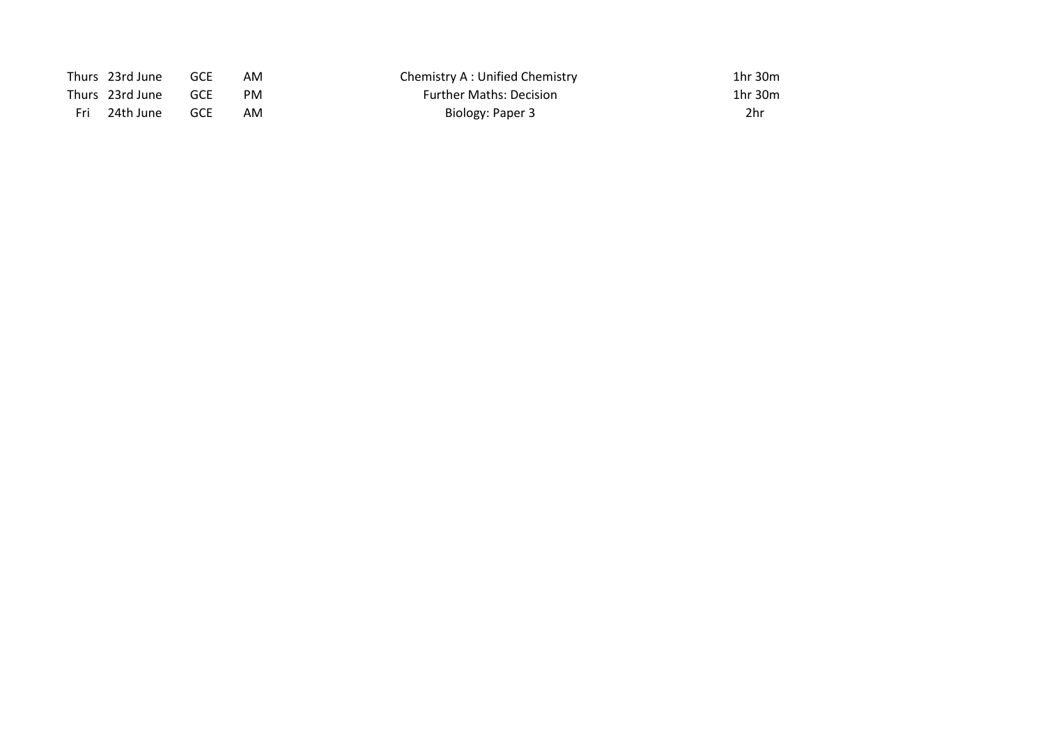| | | | | | |
|---|---|---|---|---|---|
| Thurs | 23rd June | GCE | AM | Chemistry A : Unified Chemistry | 1hr 30m |
| Thurs | 23rd June | GCE | PM | Further Maths: Decision | 1hr 30m |
| Fri | 24th June | GCE | AM | Biology: Paper 3 | 2hr |